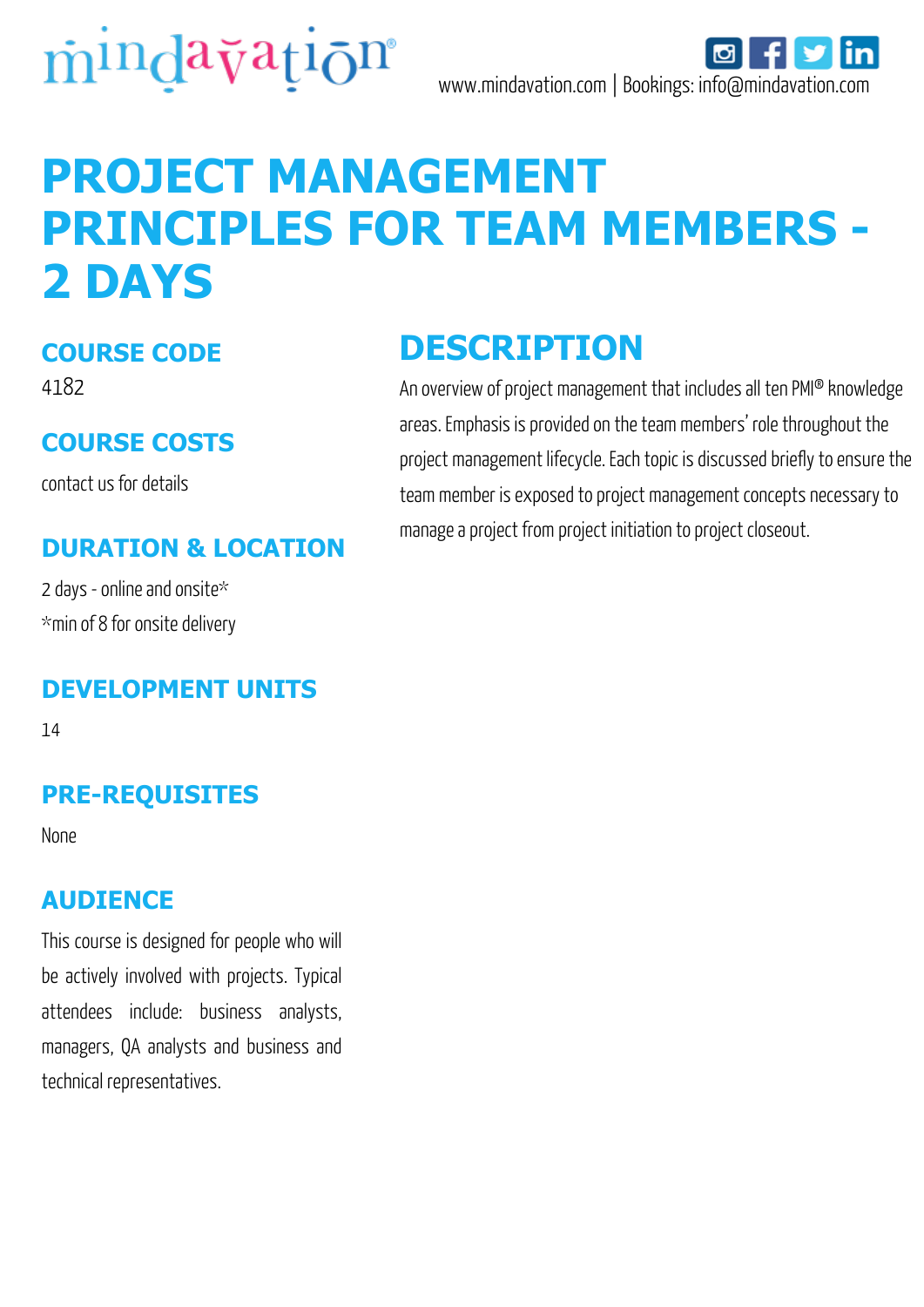mindavation

www.mindavation.com | Bookings: info@mindavation.com

# PROJECT MANAGEMENT PRINCIPLES FOR TEAM MEMBERS - 2 DAYS

## COURSE CODE

4182

## COURSE COSTS

contact us for details

## DURATION & LOCATION

2 days - online and onsite*

*min of 8 for onsite delivery

## DEVELOPMENT UNITS

14

## PRE-REQUISITES

None

## AUDIENCE

This course is designed for people who will be actively involved with projects. Typical attendees include: business analysts, managers, QA analysts and business and technical representatives.

## DESCRIPTION

An overview of project management that includes all ten PMI® knowledge areas. Emphasis is provided on the team members' role throughout the project management lifecycle. Each topic is discussed briefly to ensure the team member is exposed to project management concepts necessary to manage a project from project initiation to project closeout.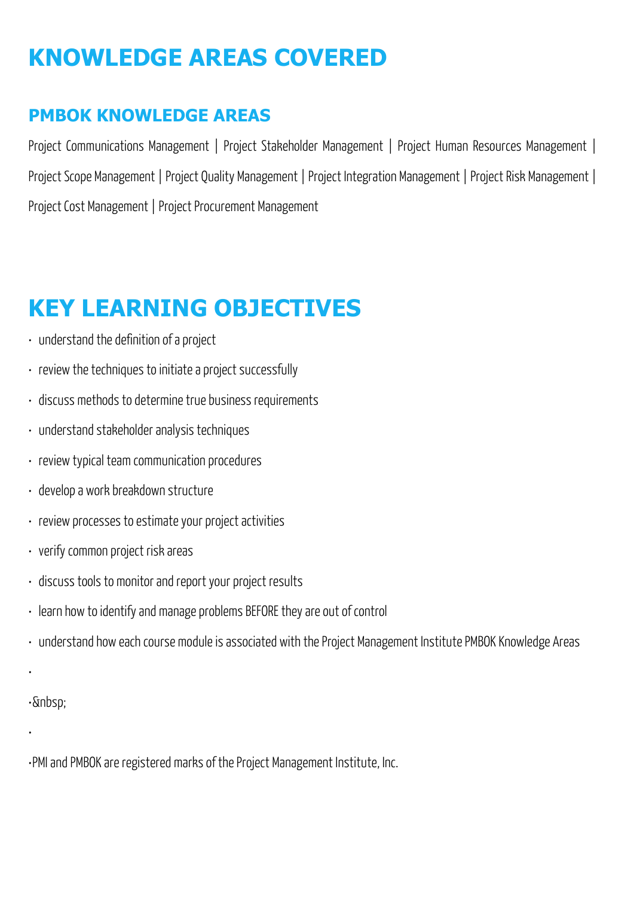# KNOWLEDGE AREAS COVERED

## PMBOK KNOWLEDGE AREAS

Project Communications Management | Project Stakeholder Management | Project Human Resources Management | Project Scope Management | Project Quality Management | Project Integration Management | Project Risk Management | Project Cost Management | Project Procurement Management

# KEY LEARNING OBJECTIVES

- understand the definition of a project
- review the techniques to initiate a project successfully
- discuss methods to determine true business requirements
- understand stakeholder analysis techniques
- review typical team communication procedures
- develop a work breakdown structure
- review processes to estimate your project activities
- verify common project risk areas
- discuss tools to monitor and report your project results
- learn how to identify and manage problems BEFORE they are out of control
- understand how each course module is associated with the Project Management Institute PMBOK Knowledge Areas

•

•&nbsp;

•

•PMI and PMBOK are registered marks of the Project Management Institute, Inc.